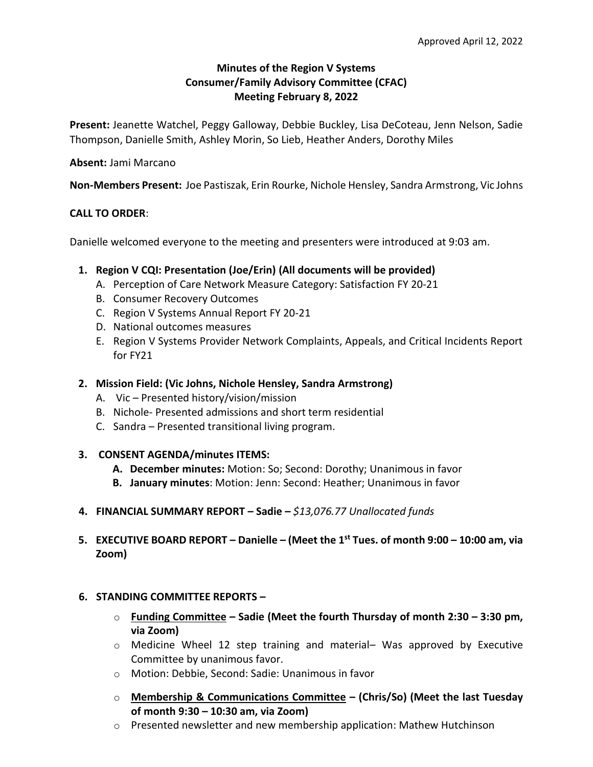Approved April 12, 2022

# Minutes of the Region V Systems Consumer/Family Advisory Committee (CFAC) Meeting February 8, 2022

**Present:** Jeanette Watchel, Peggy Galloway, Debbie Buckley, Lisa DeCoteau, Jenn Nelson, Sadie Thompson, Danielle Smith, Ashley Morin, So Lieb, Heather Anders, Dorothy Miles

**Absent:** Jami Marcano

**Non-Members Present:** Joe Pastiszak, Erin Rourke, Nichole Hensley, Sandra Armstrong, Vic Johns

**CALL TO ORDER**:

Danielle welcomed everyone to the meeting and presenters were introduced at 9:03 am.

1. **Region V CQI: Presentation (Joe/Erin) (All documents will be provided)**
   - A. Perception of Care Network Measure Category: Satisfaction FY 20-21
   - B. Consumer Recovery Outcomes
   - C. Region V Systems Annual Report FY 20-21
   - D. National outcomes measures
   - E. Region V Systems Provider Network Complaints, Appeals, and Critical Incidents Report for FY21

2. **Mission Field: (Vic Johns, Nichole Hensley, Sandra Armstrong)**
   - A. Vic – Presented history/vision/mission
   - B. Nichole- Presented admissions and short term residential
   - C. Sandra – Presented transitional living program.

3. **CONSENT AGENDA/minutes ITEMS:**
   - **A. December minutes:** Motion: So; Second: Dorothy; Unanimous in favor
   - **B. January minutes**: Motion: Jenn: Second: Heather; Unanimous in favor

4. **FINANCIAL SUMMARY REPORT – Sadie –** *$13,076.77 Unallocated funds*

5. **EXECUTIVE BOARD REPORT – Danielle – (Meet the 1st Tues. of month 9:00 – 10:00 am, via Zoom)**

6. **STANDING COMMITTEE REPORTS –**
   - **<u>Funding Committee</u> – Sadie (Meet the fourth Thursday of month 2:30 – 3:30 pm, via Zoom)**
   - Medicine Wheel 12 step training and material– Was approved by Executive Committee by unanimous favor.
   - Motion: Debbie, Second: Sadie: Unanimous in favor
   - **<u>Membership & Communications Committee</u> – (Chris/So) (Meet the last Tuesday of month 9:30 – 10:30 am, via Zoom)**
   - Presented newsletter and new membership application: Mathew Hutchinson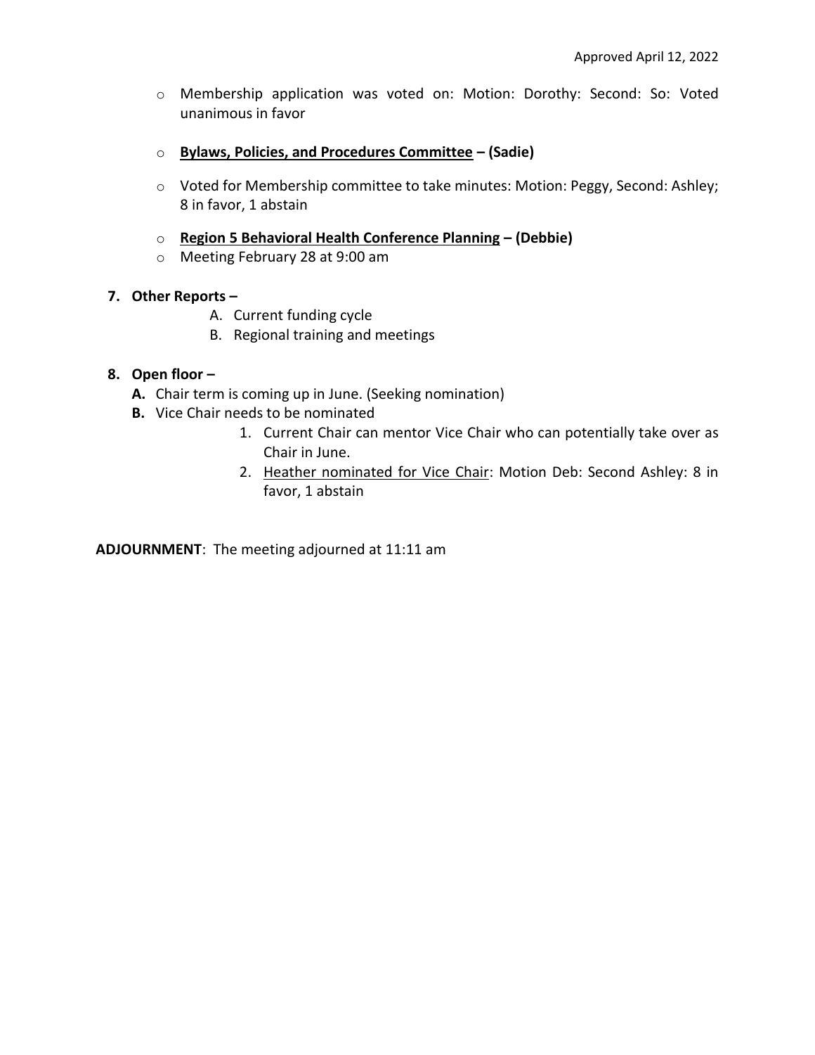Approved April 12, 2022

- Membership application was voted on: Motion: Dorothy: Second: So: Voted unanimous in favor
- **<u>Bylaws, Policies, and Procedures Committee</u> – (Sadie)**
- Voted for Membership committee to take minutes: Motion: Peggy, Second: Ashley; 8 in favor, 1 abstain
- **<u>Region 5 Behavioral Health Conference Planning</u> – (Debbie)**
- Meeting February 28 at 9:00 am

**7. Other Reports –**

A. Current funding cycle
B. Regional training and meetings

**8. Open floor –**

**A.** Chair term is coming up in June. (Seeking nomination)
**B.** Vice Chair needs to be nominated

1. Current Chair can mentor Vice Chair who can potentially take over as Chair in June.
2. <u>Heather nominated for Vice Chair</u>: Motion Deb: Second Ashley: 8 in favor, 1 abstain

**ADJOURNMENT**: The meeting adjourned at 11:11 am